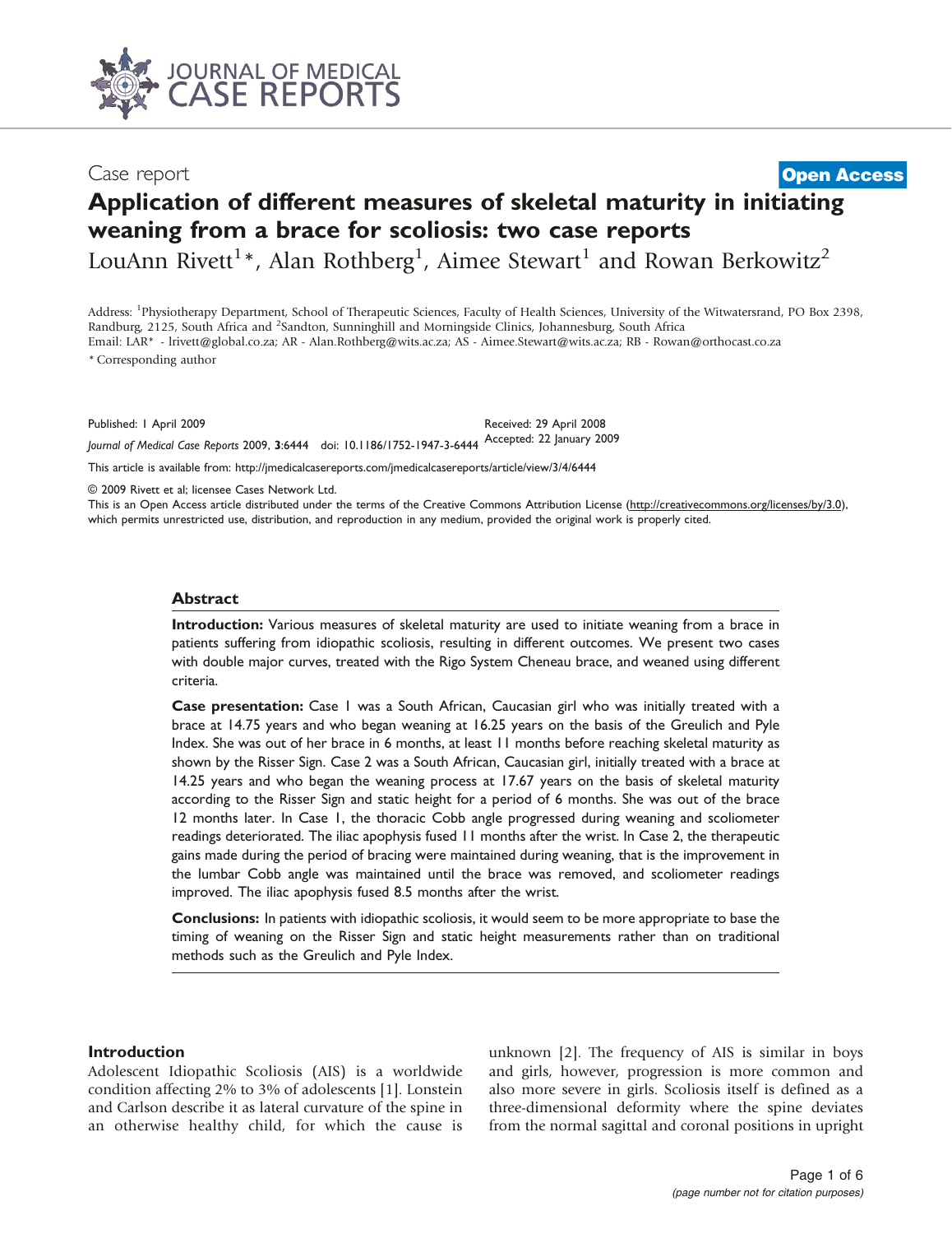Case report

**Open Access**

# Application of different measures of skeletal maturity in initiating weaning from a brace for scoliosis: two case reports

LouAnn Rivett[1]*, Alan Rothberg[1], Aimee Stewart[1] and Rowan Berkowitz[2]

Address: [1]Physiotherapy Department, School of Therapeutic Sciences, Faculty of Health Sciences, University of the Witwatersrand, PO Box 2398, Randburg, 2125, South Africa and [2]Sandton, Sunninghill and Morningside Clinics, Johannesburg, South Africa

Email: LAR* - lrivett@global.co.za; AR - Alan.Rothberg@wits.ac.za; AS - Aimee.Stewart@wits.ac.za; RB - Rowan@orthocast.co.za

* Corresponding author

Published: 1 April 2009

*Journal of Medical Case Reports* 2009, **3**:6444 doi: 10.1186/1752-1947-3-6444

Received: 29 April 2008

Accepted: 22 January 2009

This article is available from: http://jmedicalcasereports.com/jmedicalcasereports/article/view/3/4/6444

© 2009 Rivett et al; licensee Cases Network Ltd.

This is an Open Access article distributed under the terms of the Creative Commons Attribution License (http://creativecommons.org/licenses/by/3.0), which permits unrestricted use, distribution, and reproduction in any medium, provided the original work is properly cited.

## Abstract

**Introduction:** Various measures of skeletal maturity are used to initiate weaning from a brace in patients suffering from idiopathic scoliosis, resulting in different outcomes. We present two cases with double major curves, treated with the Rigo System Cheneau brace, and weaned using different criteria.

**Case presentation:** Case 1 was a South African, Caucasian girl who was initially treated with a brace at 14.75 years and who began weaning at 16.25 years on the basis of the Greulich and Pyle Index. She was out of her brace in 6 months, at least 11 months before reaching skeletal maturity as shown by the Risser Sign. Case 2 was a South African, Caucasian girl, initially treated with a brace at 14.25 years and who began the weaning process at 17.67 years on the basis of skeletal maturity according to the Risser Sign and static height for a period of 6 months. She was out of the brace 12 months later. In Case 1, the thoracic Cobb angle progressed during weaning and scoliometer readings deteriorated. The iliac apophysis fused 11 months after the wrist. In Case 2, the therapeutic gains made during the period of bracing were maintained during weaning, that is the improvement in the lumbar Cobb angle was maintained until the brace was removed, and scoliometer readings improved. The iliac apophysis fused 8.5 months after the wrist.

**Conclusions:** In patients with idiopathic scoliosis, it would seem to be more appropriate to base the timing of weaning on the Risser Sign and static height measurements rather than on traditional methods such as the Greulich and Pyle Index.

## Introduction

Adolescent Idiopathic Scoliosis (AIS) is a worldwide condition affecting 2% to 3% of adolescents [1]. Lonstein and Carlson describe it as lateral curvature of the spine in an otherwise healthy child, for which the cause is unknown [2]. The frequency of AIS is similar in boys and girls, however, progression is more common and also more severe in girls. Scoliosis itself is defined as a three-dimensional deformity where the spine deviates from the normal sagittal and coronal positions in upright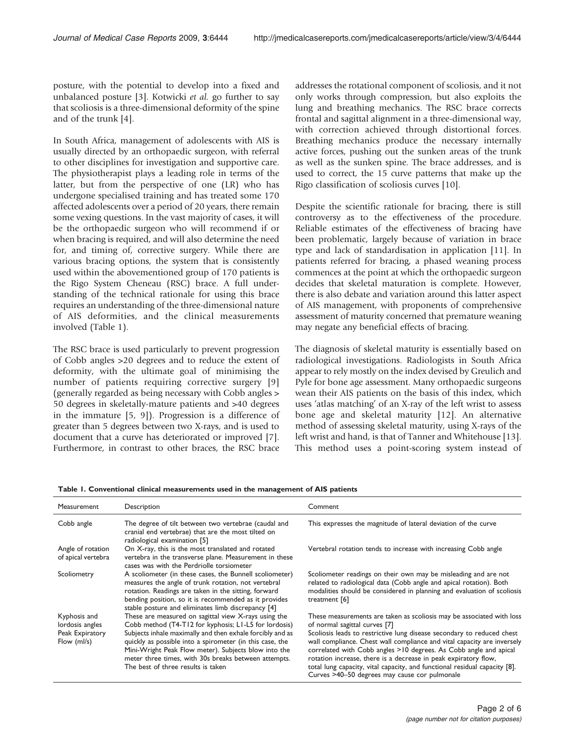posture, with the potential to develop into a fixed and unbalanced posture [3]. Kotwicki *et al.* go further to say that scoliosis is a three-dimensional deformity of the spine and of the trunk [4].

In South Africa, management of adolescents with AIS is usually directed by an orthopaedic surgeon, with referral to other disciplines for investigation and supportive care. The physiotherapist plays a leading role in terms of the latter, but from the perspective of one (LR) who has undergone specialised training and has treated some 170 affected adolescents over a period of 20 years, there remain some vexing questions. In the vast majority of cases, it will be the orthopaedic surgeon who will recommend if or when bracing is required, and will also determine the need for, and timing of, corrective surgery. While there are various bracing options, the system that is consistently used within the abovementioned group of 170 patients is the Rigo System Cheneau (RSC) brace. A full understanding of the technical rationale for using this brace requires an understanding of the three-dimensional nature of AIS deformities, and the clinical measurements involved (Table 1).

The RSC brace is used particularly to prevent progression of Cobb angles >20 degrees and to reduce the extent of deformity, with the ultimate goal of minimising the number of patients requiring corrective surgery [9] (generally regarded as being necessary with Cobb angles > 50 degrees in skeletally-mature patients and >40 degrees in the immature [5, 9]). Progression is a difference of greater than 5 degrees between two X-rays, and is used to document that a curve has deteriorated or improved [7]. Furthermore, in contrast to other braces, the RSC brace addresses the rotational component of scoliosis, and it not only works through compression, but also exploits the lung and breathing mechanics. The RSC brace corrects frontal and sagittal alignment in a three-dimensional way, with correction achieved through distortional forces. Breathing mechanics produce the necessary internally active forces, pushing out the sunken areas of the trunk as well as the sunken spine. The brace addresses, and is used to correct, the 15 curve patterns that make up the Rigo classification of scoliosis curves [10].

Despite the scientific rationale for bracing, there is still controversy as to the effectiveness of the procedure. Reliable estimates of the effectiveness of bracing have been problematic, largely because of variation in brace type and lack of standardisation in application [11]. In patients referred for bracing, a phased weaning process commences at the point at which the orthopaedic surgeon decides that skeletal maturation is complete. However, there is also debate and variation around this latter aspect of AIS management, with proponents of comprehensive assessment of maturity concerned that premature weaning may negate any beneficial effects of bracing.

The diagnosis of skeletal maturity is essentially based on radiological investigations. Radiologists in South Africa appear to rely mostly on the index devised by Greulich and Pyle for bone age assessment. Many orthopaedic surgeons wean their AIS patients on the basis of this index, which uses 'atlas matching' of an X-ray of the left wrist to assess bone age and skeletal maturity [12]. An alternative method of assessing skeletal maturity, using X-rays of the left wrist and hand, is that of Tanner and Whitehouse [13]. This method uses a point-scoring system instead of

**Table 1. Conventional clinical measurements used in the management of AIS patients**

| Measurement | Description | Comment |
|---|---|---|
| Cobb angle | The degree of tilt between two vertebrae (caudal and cranial end vertebrae) that are the most tilted on radiological examination [5] | This expresses the magnitude of lateral deviation of the curve |
| Angle of rotation of apical vertebra | On X-ray, this is the most translated and rotated vertebra in the transverse plane. Measurement in these cases was with the Perdriolle torsiometer | Vertebral rotation tends to increase with increasing Cobb angle |
| Scoliometry | A scoliometer (in these cases, the Bunnell scoliometer) measures the angle of trunk rotation, not vertebral rotation. Readings are taken in the sitting, forward bending position, so it is recommended as it provides stable posture and eliminates limb discrepancy [4] | Scoliometer readings on their own may be misleading and are not related to radiological data (Cobb angle and apical rotation). Both modalities should be considered in planning and evaluation of scoliosis treatment [6] |
| Kyphosis and lordosis angles | These are measured on sagittal view X-rays using the Cobb method (T4-T12 for kyphosis; L1-L5 for lordosis) | These measurements are taken as scoliosis may be associated with loss of normal sagittal curves [7] |
| Peak Expiratory Flow (ml/s) | Subjects inhale maximally and then exhale forcibly and as quickly as possible into a spirometer (in this case, the Mini-Wright Peak Flow meter). Subjects blow into the meter three times, with 30s breaks between attempts. The best of three results is taken | Scoliosis leads to restrictive lung disease secondary to reduced chest wall compliance. Chest wall compliance and vital capacity are inversely correlated with Cobb angles >10 degrees. As Cobb angle and apical rotation increase, there is a decrease in peak expiratory flow, total lung capacity, vital capacity, and functional residual capacity [8]. Curves >40–50 degrees may cause cor pulmonale |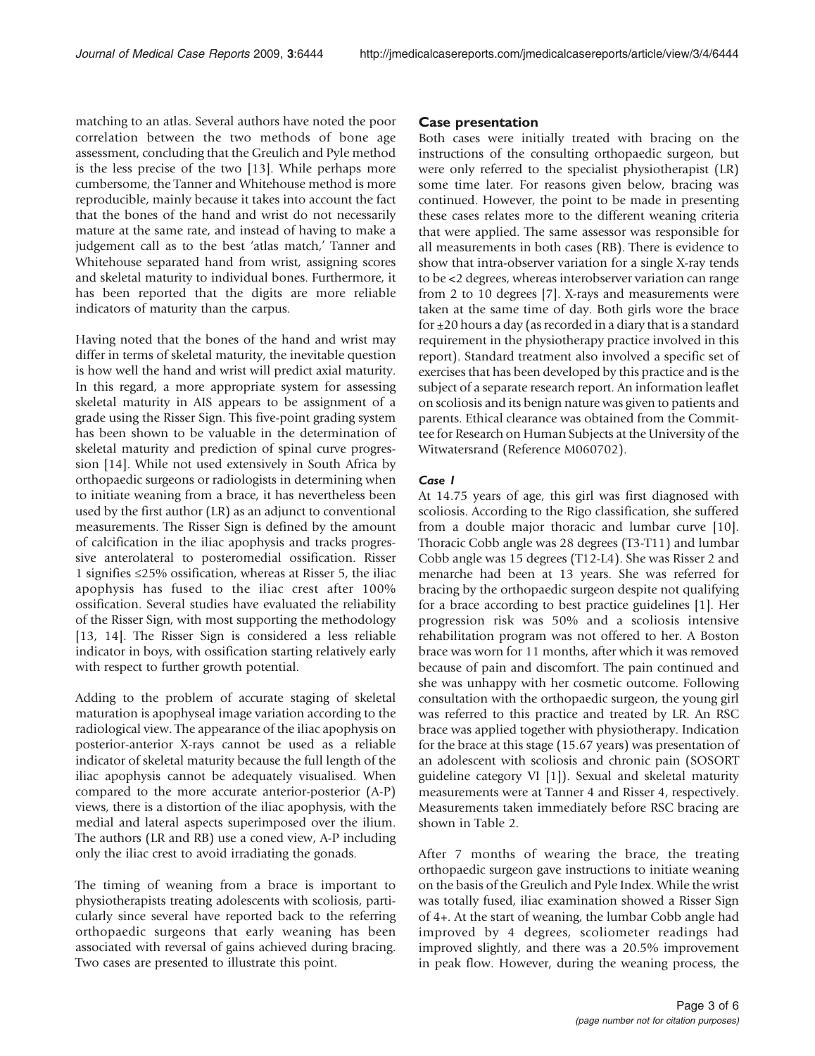matching to an atlas. Several authors have noted the poor correlation between the two methods of bone age assessment, concluding that the Greulich and Pyle method is the less precise of the two [13]. While perhaps more cumbersome, the Tanner and Whitehouse method is more reproducible, mainly because it takes into account the fact that the bones of the hand and wrist do not necessarily mature at the same rate, and instead of having to make a judgement call as to the best 'atlas match,' Tanner and Whitehouse separated hand from wrist, assigning scores and skeletal maturity to individual bones. Furthermore, it has been reported that the digits are more reliable indicators of maturity than the carpus.

Having noted that the bones of the hand and wrist may differ in terms of skeletal maturity, the inevitable question is how well the hand and wrist will predict axial maturity. In this regard, a more appropriate system for assessing skeletal maturity in AIS appears to be assignment of a grade using the Risser Sign. This five-point grading system has been shown to be valuable in the determination of skeletal maturity and prediction of spinal curve progression [14]. While not used extensively in South Africa by orthopaedic surgeons or radiologists in determining when to initiate weaning from a brace, it has nevertheless been used by the first author (LR) as an adjunct to conventional measurements. The Risser Sign is defined by the amount of calcification in the iliac apophysis and tracks progressive anterolateral to posteromedial ossification. Risser 1 signifies ≤25% ossification, whereas at Risser 5, the iliac apophysis has fused to the iliac crest after 100% ossification. Several studies have evaluated the reliability of the Risser Sign, with most supporting the methodology [13, 14]. The Risser Sign is considered a less reliable indicator in boys, with ossification starting relatively early with respect to further growth potential.

Adding to the problem of accurate staging of skeletal maturation is apophyseal image variation according to the radiological view. The appearance of the iliac apophysis on posterior-anterior X-rays cannot be used as a reliable indicator of skeletal maturity because the full length of the iliac apophysis cannot be adequately visualised. When compared to the more accurate anterior-posterior (A-P) views, there is a distortion of the iliac apophysis, with the medial and lateral aspects superimposed over the ilium. The authors (LR and RB) use a coned view, A-P including only the iliac crest to avoid irradiating the gonads.

The timing of weaning from a brace is important to physiotherapists treating adolescents with scoliosis, particularly since several have reported back to the referring orthopaedic surgeons that early weaning has been associated with reversal of gains achieved during bracing. Two cases are presented to illustrate this point.

## Case presentation

Both cases were initially treated with bracing on the instructions of the consulting orthopaedic surgeon, but were only referred to the specialist physiotherapist (LR) some time later. For reasons given below, bracing was continued. However, the point to be made in presenting these cases relates more to the different weaning criteria that were applied. The same assessor was responsible for all measurements in both cases (RB). There is evidence to show that intra-observer variation for a single X-ray tends to be <2 degrees, whereas interobserver variation can range from 2 to 10 degrees [7]. X-rays and measurements were taken at the same time of day. Both girls wore the brace for ±20 hours a day (as recorded in a diary that is a standard requirement in the physiotherapy practice involved in this report). Standard treatment also involved a specific set of exercises that has been developed by this practice and is the subject of a separate research report. An information leaflet on scoliosis and its benign nature was given to patients and parents. Ethical clearance was obtained from the Committee for Research on Human Subjects at the University of the Witwatersrand (Reference M060702).

### *Case 1*

At 14.75 years of age, this girl was first diagnosed with scoliosis. According to the Rigo classification, she suffered from a double major thoracic and lumbar curve [10]. Thoracic Cobb angle was 28 degrees (T3-T11) and lumbar Cobb angle was 15 degrees (T12-L4). She was Risser 2 and menarche had been at 13 years. She was referred for bracing by the orthopaedic surgeon despite not qualifying for a brace according to best practice guidelines [1]. Her progression risk was 50% and a scoliosis intensive rehabilitation program was not offered to her. A Boston brace was worn for 11 months, after which it was removed because of pain and discomfort. The pain continued and she was unhappy with her cosmetic outcome. Following consultation with the orthopaedic surgeon, the young girl was referred to this practice and treated by LR. An RSC brace was applied together with physiotherapy. Indication for the brace at this stage (15.67 years) was presentation of an adolescent with scoliosis and chronic pain (SOSORT guideline category VI [1]). Sexual and skeletal maturity measurements were at Tanner 4 and Risser 4, respectively. Measurements taken immediately before RSC bracing are shown in Table 2.

After 7 months of wearing the brace, the treating orthopaedic surgeon gave instructions to initiate weaning on the basis of the Greulich and Pyle Index. While the wrist was totally fused, iliac examination showed a Risser Sign of 4+. At the start of weaning, the lumbar Cobb angle had improved by 4 degrees, scoliometer readings had improved slightly, and there was a 20.5% improvement in peak flow. However, during the weaning process, the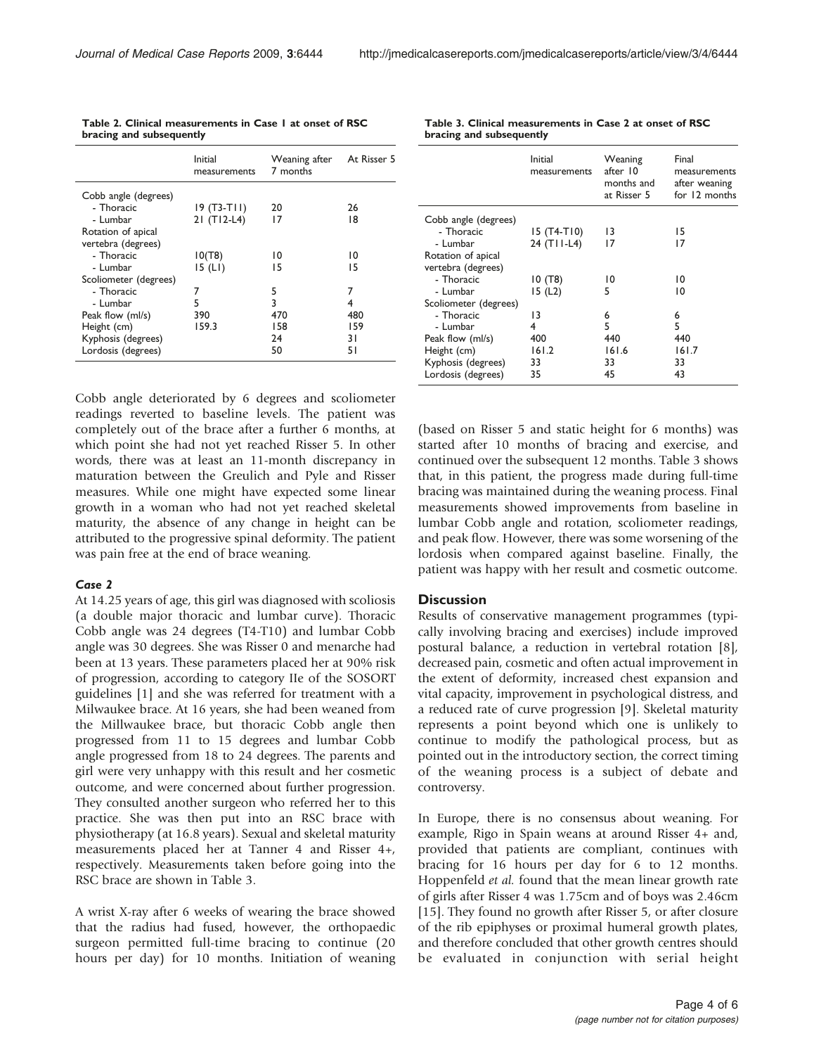**Table 2. Clinical measurements in Case 1 at onset of RSC bracing and subsequently**

| | Initial measurements | Weaning after 7 months | At Risser 5 |
|---|---|---|---|
| Cobb angle (degrees) | | | |
| - Thoracic | 19 (T3-T11) | 20 | 26 |
| - Lumbar | 21 (T12-L4) | 17 | 18 |
| Rotation of apical vertebra (degrees) | | | |
| - Thoracic | 10(T8) | 10 | 10 |
| - Lumbar | 15 (L1) | 15 | 15 |
| Scoliometer (degrees) | | | |
| - Thoracic | 7 | 5 | 7 |
| - Lumbar | 5 | 3 | 4 |
| Peak flow (ml/s) | 390 | 470 | 480 |
| Height (cm) | 159.3 | 158 | 159 |
| Kyphosis (degrees) | | 24 | 31 |
| Lordosis (degrees) | | 50 | 51 |

Cobb angle deteriorated by 6 degrees and scoliometer readings reverted to baseline levels. The patient was completely out of the brace after a further 6 months, at which point she had not yet reached Risser 5. In other words, there was at least an 11-month discrepancy in maturation between the Greulich and Pyle and Risser measures. While one might have expected some linear growth in a woman who had not yet reached skeletal maturity, the absence of any change in height can be attributed to the progressive spinal deformity. The patient was pain free at the end of brace weaning.

### Case 2

At 14.25 years of age, this girl was diagnosed with scoliosis (a double major thoracic and lumbar curve). Thoracic Cobb angle was 24 degrees (T4-T10) and lumbar Cobb angle was 30 degrees. She was Risser 0 and menarche had been at 13 years. These parameters placed her at 90% risk of progression, according to category IIe of the SOSORT guidelines [1] and she was referred for treatment with a Milwaukee brace. At 16 years, she had been weaned from the Millwaukee brace, but thoracic Cobb angle then progressed from 11 to 15 degrees and lumbar Cobb angle progressed from 18 to 24 degrees. The parents and girl were very unhappy with this result and her cosmetic outcome, and were concerned about further progression. They consulted another surgeon who referred her to this practice. She was then put into an RSC brace with physiotherapy (at 16.8 years). Sexual and skeletal maturity measurements placed her at Tanner 4 and Risser 4+, respectively. Measurements taken before going into the RSC brace are shown in Table 3.

A wrist X-ray after 6 weeks of wearing the brace showed that the radius had fused, however, the orthopaedic surgeon permitted full-time bracing to continue (20 hours per day) for 10 months. Initiation of weaning

**Table 3. Clinical measurements in Case 2 at onset of RSC bracing and subsequently**

| | Initial measurements | Weaning after 10 months and at Risser 5 | Final measurements after weaning for 12 months |
|---|---|---|---|
| Cobb angle (degrees) | | | |
| - Thoracic | 15 (T4-T10) | 13 | 15 |
| - Lumbar | 24 (T11-L4) | 17 | 17 |
| Rotation of apical vertebra (degrees) | | | |
| - Thoracic | 10 (T8) | 10 | 10 |
| - Lumbar | 15 (L2) | 5 | 10 |
| Scoliometer (degrees) | | | |
| - Thoracic | 13 | 6 | 6 |
| - Lumbar | 4 | 5 | 5 |
| Peak flow (ml/s) | 400 | 440 | 440 |
| Height (cm) | 161.2 | 161.6 | 161.7 |
| Kyphosis (degrees) | 33 | 33 | 33 |
| Lordosis (degrees) | 35 | 45 | 43 |

(based on Risser 5 and static height for 6 months) was started after 10 months of bracing and exercise, and continued over the subsequent 12 months. Table 3 shows that, in this patient, the progress made during full-time bracing was maintained during the weaning process. Final measurements showed improvements from baseline in lumbar Cobb angle and rotation, scoliometer readings, and peak flow. However, there was some worsening of the lordosis when compared against baseline. Finally, the patient was happy with her result and cosmetic outcome.

## Discussion

Results of conservative management programmes (typically involving bracing and exercises) include improved postural balance, a reduction in vertebral rotation [8], decreased pain, cosmetic and often actual improvement in the extent of deformity, increased chest expansion and vital capacity, improvement in psychological distress, and a reduced rate of curve progression [9]. Skeletal maturity represents a point beyond which one is unlikely to continue to modify the pathological process, but as pointed out in the introductory section, the correct timing of the weaning process is a subject of debate and controversy.

In Europe, there is no consensus about weaning. For example, Rigo in Spain weans at around Risser 4+ and, provided that patients are compliant, continues with bracing for 16 hours per day for 6 to 12 months. Hoppenfeld *et al.* found that the mean linear growth rate of girls after Risser 4 was 1.75cm and of boys was 2.46cm [15]. They found no growth after Risser 5, or after closure of the rib epiphyses or proximal humeral growth plates, and therefore concluded that other growth centres should be evaluated in conjunction with serial height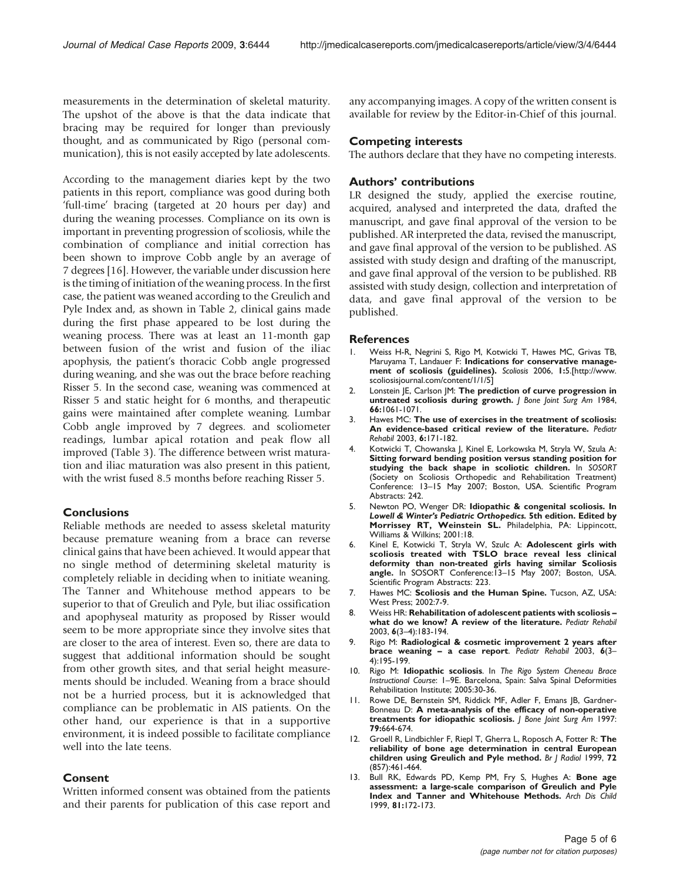measurements in the determination of skeletal maturity. The upshot of the above is that the data indicate that bracing may be required for longer than previously thought, and as communicated by Rigo (personal communication), this is not easily accepted by late adolescents.

According to the management diaries kept by the two patients in this report, compliance was good during both 'full-time' bracing (targeted at 20 hours per day) and during the weaning processes. Compliance on its own is important in preventing progression of scoliosis, while the combination of compliance and initial correction has been shown to improve Cobb angle by an average of 7 degrees [16]. However, the variable under discussion here is the timing of initiation of the weaning process. In the first case, the patient was weaned according to the Greulich and Pyle Index and, as shown in Table 2, clinical gains made during the first phase appeared to be lost during the weaning process. There was at least an 11-month gap between fusion of the wrist and fusion of the iliac apophysis, the patient's thoracic Cobb angle progressed during weaning, and she was out the brace before reaching Risser 5. In the second case, weaning was commenced at Risser 5 and static height for 6 months, and therapeutic gains were maintained after complete weaning. Lumbar Cobb angle improved by 7 degrees. and scoliometer readings, lumbar apical rotation and peak flow all improved (Table 3). The difference between wrist maturation and iliac maturation was also present in this patient, with the wrist fused 8.5 months before reaching Risser 5.

## Conclusions

Reliable methods are needed to assess skeletal maturity because premature weaning from a brace can reverse clinical gains that have been achieved. It would appear that no single method of determining skeletal maturity is completely reliable in deciding when to initiate weaning. The Tanner and Whitehouse method appears to be superior to that of Greulich and Pyle, but iliac ossification and apophyseal maturity as proposed by Risser would seem to be more appropriate since they involve sites that are closer to the area of interest. Even so, there are data to suggest that additional information should be sought from other growth sites, and that serial height measurements should be included. Weaning from a brace should not be a hurried process, but it is acknowledged that compliance can be problematic in AIS patients. On the other hand, our experience is that in a supportive environment, it is indeed possible to facilitate compliance well into the late teens.

## Consent

Written informed consent was obtained from the patients and their parents for publication of this case report and any accompanying images. A copy of the written consent is available for review by the Editor-in-Chief of this journal.

## Competing interests

The authors declare that they have no competing interests.

## Authors' contributions

LR designed the study, applied the exercise routine, acquired, analysed and interpreted the data, drafted the manuscript, and gave final approval of the version to be published. AR interpreted the data, revised the manuscript, and gave final approval of the version to be published. AS assisted with study design and drafting of the manuscript, and gave final approval of the version to be published. RB assisted with study design, collection and interpretation of data, and gave final approval of the version to be published.

## References

1. Weiss H-R, Negrini S, Rigo M, Kotwicki T, Hawes MC, Grivas TB, Maruyama T, Landauer F: **Indications for conservative management of scoliosis (guidelines).** *Scoliosis* 2006, **1:**5.[http://www.scoliosisjournal.com/content/1/1/5]
2. Lonstein JE, Carlson JM: **The prediction of curve progression in untreated scoliosis during growth.** *J Bone Joint Surg Am* 1984, **66:**1061-1071.
3. Hawes MC: **The use of exercises in the treatment of scoliosis: An evidence-based critical review of the literature.** *Pediatr Rehabil* 2003, **6:**171-182.
4. Kotwicki T, Chowanska J, Kinel E, Lorkowska M, Stryla W, Szula A: **Sitting forward bending position versus standing position for studying the back shape in scoliotic children.** In *SOSORT* (Society on Scoliosis Orthopedic and Rehabilitation Treatment) Conference: 13–15 May 2007; Boston, USA. Scientific Program Abstracts: 242.
5. Newton PO, Wenger DR: **Idiopathic & congenital scoliosis. In *Lowell & Winter's Pediatric Orthopedics.* 5th edition. Edited by Morrissey RT, Weinstein SL.** Philadelphia, PA: Lippincott, Williams & Wilkins; 2001:18.
6. Kinel E, Kotwicki T, Stryla W, Szulc A: **Adolescent girls with scoliosis treated with TSLO brace reveal less clinical deformity than non-treated girls having similar Scoliosis angle.** In SOSORT Conference:13–15 May 2007; Boston, USA. Scientific Program Abstracts: 223.
7. Hawes MC: **Scoliosis and the Human Spine.** Tucson, AZ, USA: West Press; 2002:7-9.
8. Weiss HR: **Rehabilitation of adolescent patients with scoliosis – what do we know? A review of the literature.** *Pediatr Rehabil* 2003, **6**(3–4):183-194.
9. Rigo M: **Radiological & cosmetic improvement 2 years after brace weaning – a case report**. *Pediatr Rehabil* 2003, **6**(3–4):195-199.
10. Rigo M: **Idiopathic scoliosis**. In *The Rigo System Cheneau Brace Instructional Course*: 1–9E. Barcelona, Spain: Salva Spinal Deformities Rehabilitation Institute; 2005:30-36.
11. Rowe DE, Bernstein SM, Riddick MF, Adler F, Emans JB, Gardner-Bonneau D: **A meta-analysis of the efficacy of non-operative treatments for idiopathic scoliosis.** *J Bone Joint Surg Am* 1997: **79:**664-674.
12. Groell R, Lindbichler F, Riepl T, Gherra L, Roposch A, Fotter R: **The reliability of bone age determination in central European children using Greulich and Pyle method.** *Br J Radiol* 1999, **72** (857):461-464.
13. Bull RK, Edwards PD, Kemp PM, Fry S, Hughes A: **Bone age assessment: a large-scale comparison of Greulich and Pyle Index and Tanner and Whitehouse Methods.** *Arch Dis Child* 1999, **81:**172-173.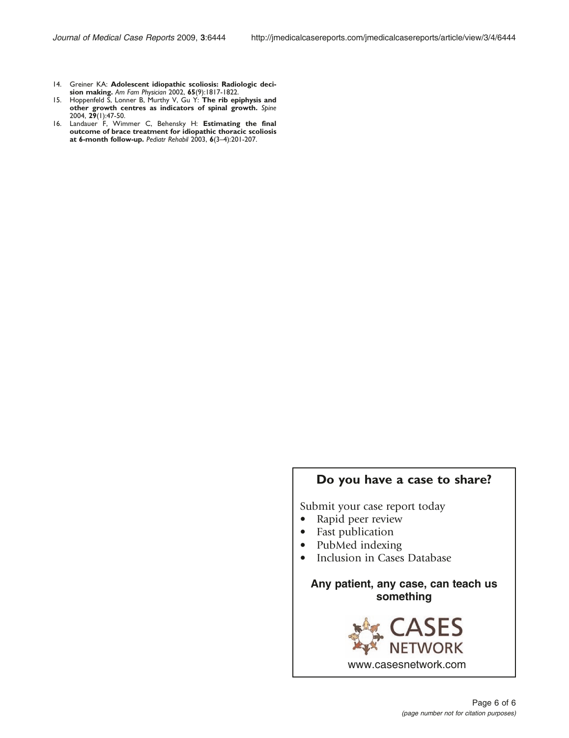14. Greiner KA: **Adolescent idiopathic scoliosis: Radiologic decision making.** *Am Fam Physician* 2002, **65**(9):1817-1822.
15. Hoppenfeld S, Lonner B, Murthy V, Gu Y: **The rib epiphysis and other growth centres as indicators of spinal growth.** *Spine* 2004, **29**(1):47-50.
16. Landauer F, Wimmer C, Behensky H: **Estimating the final outcome of brace treatment for idiopathic thoracic scoliosis at 6-month follow-up.** *Pediatr Rehabil* 2003, **6**(3–4):201-207.

## Do you have a case to share?

Submit your case report today

- Rapid peer review
- Fast publication
- PubMed indexing
- Inclusion in Cases Database

**Any patient, any case, can teach us something**

CASES NETWORK

www.casesnetwork.com